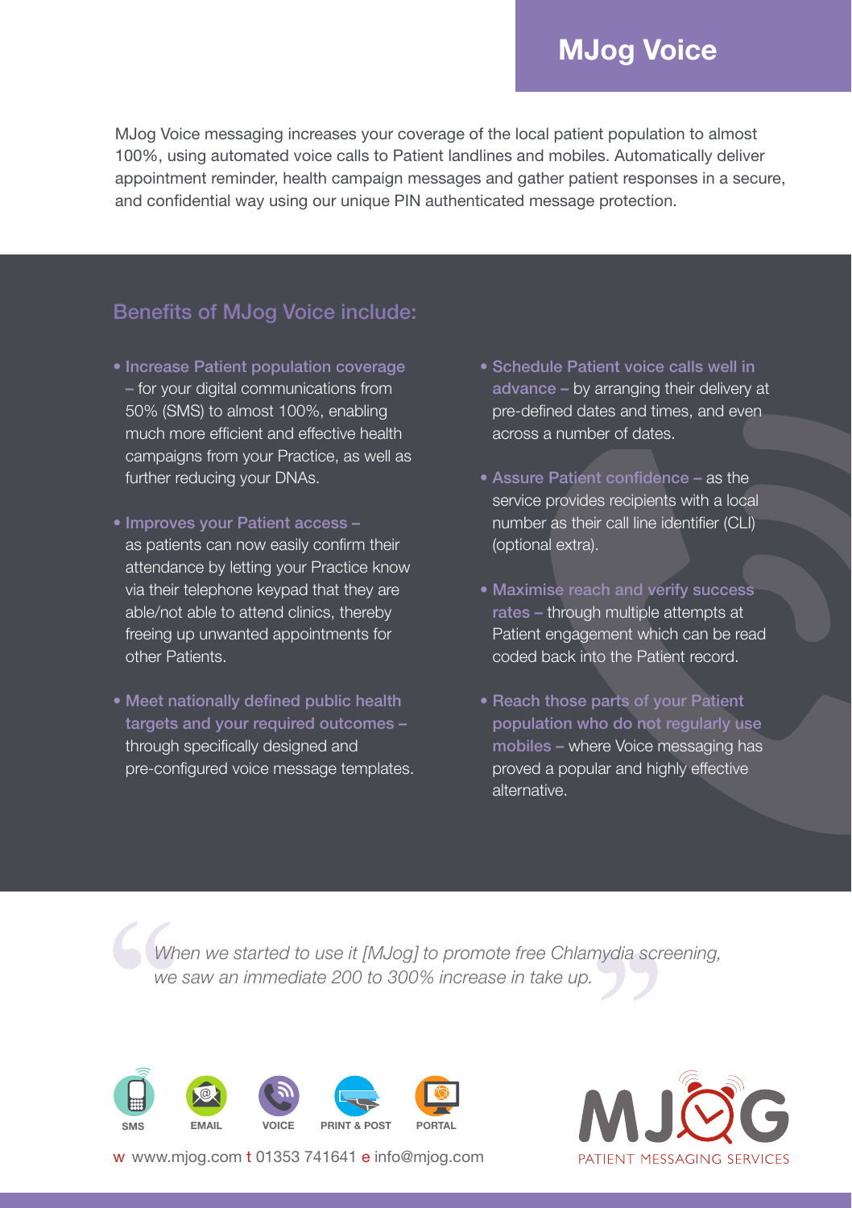# MJog Voice

MJog Voice messaging increases your coverage of the local patient population to almost 100%, using automated voice calls to Patient landlines and mobiles. Automatically deliver appointment reminder, health campaign messages and gather patient responses in a secure, and confidential way using our unique PIN authenticated message protection.

## Benefits of MJog Voice include:

- **Increase Patient population coverage** – for your digital communications from 50% (SMS) to almost 100%, enabling much more efficient and effective health campaigns from your Practice, as well as further reducing your DNAs.
- **Improves your Patient access** – as patients can now easily confirm their attendance by letting your Practice know via their telephone keypad that they are able/not able to attend clinics, thereby freeing up unwanted appointments for other Patients.
- **Meet nationally defined public health targets and your required outcomes** – through specifically designed and pre-configured voice message templates.
- **Schedule Patient voice calls well in advance** – by arranging their delivery at pre-defined dates and times, and even across a number of dates.
- **Assure Patient confidence** – as the service provides recipients with a local number as their call line identifier (CLI) (optional extra).
- **Maximise reach and verify success rates** – through multiple attempts at Patient engagement which can be read coded back into the Patient record.
- **Reach those parts of your Patient population who do not regularly use mobiles** – where Voice messaging has proved a popular and highly effective alternative.

> *When we started to use it [MJog] to promote free Chlamydia screening, we saw an immediate 200 to 300% increase in take up.*

SMS EMAIL VOICE PRINT & POST PORTAL

w www.mjog.com t 01353 741641 e info@mjog.com

MJOG PATIENT MESSAGING SERVICES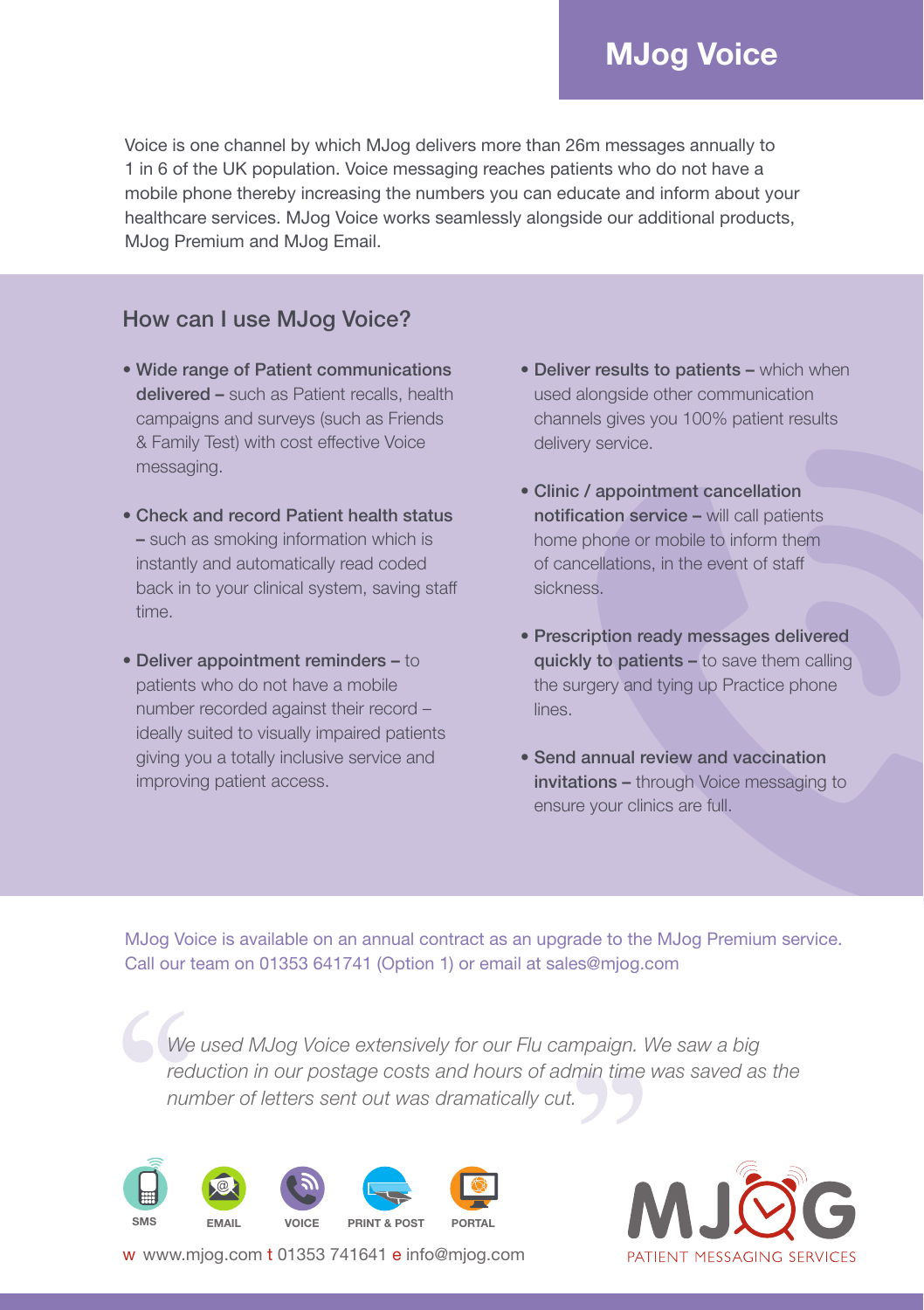# MJog Voice

Voice is one channel by which MJog delivers more than 26m messages annually to 1 in 6 of the UK population. Voice messaging reaches patients who do not have a mobile phone thereby increasing the numbers you can educate and inform about your healthcare services. MJog Voice works seamlessly alongside our additional products, MJog Premium and MJog Email.

## How can I use MJog Voice?

- **Wide range of Patient communications delivered –** such as Patient recalls, health campaigns and surveys (such as Friends & Family Test) with cost effective Voice messaging.
- **Check and record Patient health status –** such as smoking information which is instantly and automatically read coded back in to your clinical system, saving staff time.
- **Deliver appointment reminders –** to patients who do not have a mobile number recorded against their record – ideally suited to visually impaired patients giving you a totally inclusive service and improving patient access.
- **Deliver results to patients –** which when used alongside other communication channels gives you 100% patient results delivery service.
- **Clinic / appointment cancellation notification service –** will call patients home phone or mobile to inform them of cancellations, in the event of staff sickness.
- **Prescription ready messages delivered quickly to patients –** to save them calling the surgery and tying up Practice phone lines.
- **Send annual review and vaccination invitations –** through Voice messaging to ensure your clinics are full.

MJog Voice is available on an annual contract as an upgrade to the MJog Premium service. Call our team on 01353 641741 (Option 1) or email at sales@mjog.com

> *We used MJog Voice extensively for our Flu campaign. We saw a big reduction in our postage costs and hours of admin time was saved as the number of letters sent out was dramatically cut.*

SMS EMAIL VOICE PRINT & POST PORTAL

w www.mjog.com t 01353 741641 e info@mjog.com

MJOG PATIENT MESSAGING SERVICES